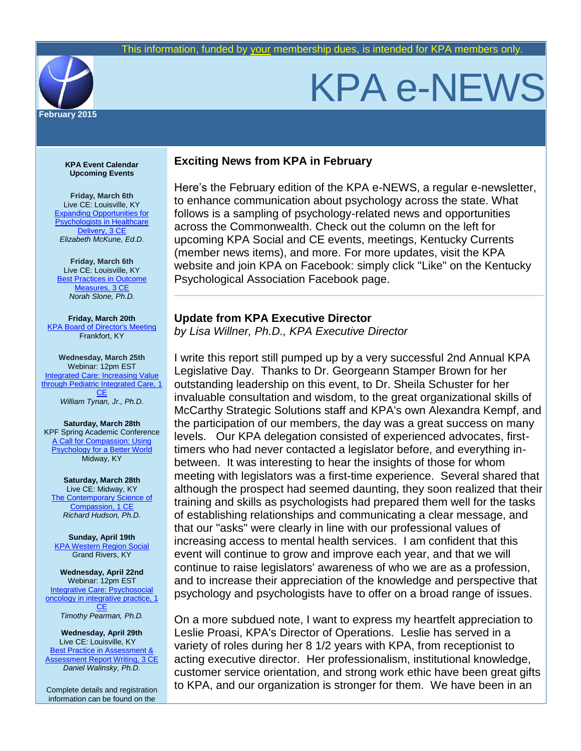This information, funded by your membership dues, is intended for KPA members only.

# KPA e-NEWS

**February 2015**

**KPA Event Calendar**
**Upcoming Events**

**Friday, March 6th**
Live CE: Louisville, KY
Expanding Opportunities for Psychologists in Healthcare Delivery, 3 CE
*Elizabeth McKune, Ed.D.*

**Friday, March 6th**
Live CE: Louisville, KY
Best Practices in Outcome Measures, 3 CE
*Norah Slone, Ph.D.*

**Friday, March 20th**
KPA Board of Director's Meeting
Frankfort, KY

**Wednesday, March 25th**
Webinar: 12pm EST
Integrated Care: Increasing Value through Pediatric Integrated Care, 1 CE
*William Tynan, Jr., Ph.D.*

**Saturday, March 28th**
KPF Spring Academic Conference
A Call for Compassion: Using Psychology for a Better World
Midway, KY

**Saturday, March 28th**
Live CE: Midway, KY
The Contemporary Science of Compassion, 1 CE
*Richard Hudson, Ph.D.*

**Sunday, April 19th**
KPA Western Region Social
Grand Rivers, KY

**Wednesday, April 22nd**
Webinar: 12pm EST
Integrative Care: Psychosocial oncology in integrative practice, 1 CE
*Timothy Pearman, Ph.D.*

**Wednesday, April 29th**
Live CE: Louisville, KY
Best Practice in Assessment & Assessment Report Writing, 3 CE
*Daniel Walinsky, Ph.D.*

Complete details and registration information can be found on the

## Exciting News from KPA in February

Here's the February edition of the KPA e-NEWS, a regular e-newsletter, to enhance communication about psychology across the state. What follows is a sampling of psychology-related news and opportunities across the Commonwealth. Check out the column on the left for upcoming KPA Social and CE events, meetings, Kentucky Currents (member news items), and more. For more updates, visit the KPA website and join KPA on Facebook: simply click "Like" on the Kentucky Psychological Association Facebook page.

---

## Update from KPA Executive Director

*by Lisa Willner, Ph.D., KPA Executive Director*

I write this report still pumped up by a very successful 2nd Annual KPA Legislative Day. Thanks to Dr. Georgeann Stamper Brown for her outstanding leadership on this event, to Dr. Sheila Schuster for her invaluable consultation and wisdom, to the great organizational skills of McCarthy Strategic Solutions staff and KPA's own Alexandra Kempf, and the participation of our members, the day was a great success on many levels. Our KPA delegation consisted of experienced advocates, first-timers who had never contacted a legislator before, and everything in-between. It was interesting to hear the insights of those for whom meeting with legislators was a first-time experience. Several shared that although the prospect had seemed daunting, they soon realized that their training and skills as psychologists had prepared them well for the tasks of establishing relationships and communicating a clear message, and that our "asks" were clearly in line with our professional values of increasing access to mental health services. I am confident that this event will continue to grow and improve each year, and that we will continue to raise legislators' awareness of who we are as a profession, and to increase their appreciation of the knowledge and perspective that psychology and psychologists have to offer on a broad range of issues.

On a more subdued note, I want to express my heartfelt appreciation to Leslie Proasi, KPA's Director of Operations. Leslie has served in a variety of roles during her 8 1/2 years with KPA, from receptionist to acting executive director. Her professionalism, institutional knowledge, customer service orientation, and strong work ethic have been great gifts to KPA, and our organization is stronger for them. We have been in an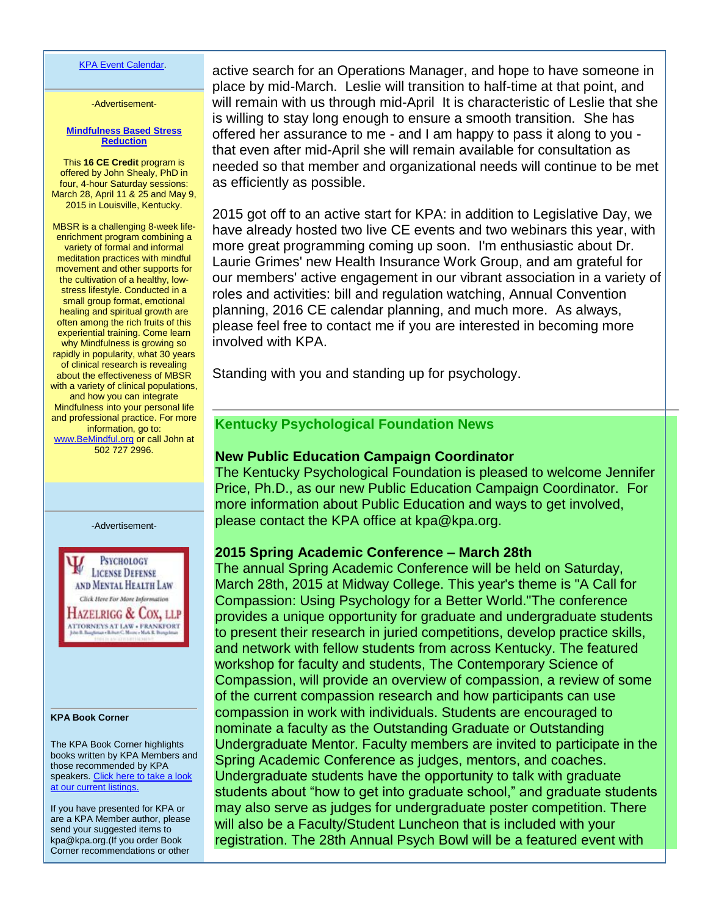active search for an Operations Manager, and hope to have someone in place by mid-March. Leslie will transition to half-time at that point, and will remain with us through mid-April It is characteristic of Leslie that she is willing to stay long enough to ensure a smooth transition. She has offered her assurance to me - and I am happy to pass it along to you - that even after mid-April she will remain available for consultation as needed so that member and organizational needs will continue to be met as efficiently as possible.

2015 got off to an active start for KPA: in addition to Legislative Day, we have already hosted two live CE events and two webinars this year, with more great programming coming up soon. I'm enthusiastic about Dr. Laurie Grimes' new Health Insurance Work Group, and am grateful for our members' active engagement in our vibrant association in a variety of roles and activities: bill and regulation watching, Annual Convention planning, 2016 CE calendar planning, and much more. As always, please feel free to contact me if you are interested in becoming more involved with KPA.

Standing with you and standing up for psychology.

---

## Kentucky Psychological Foundation News

### New Public Education Campaign Coordinator

The Kentucky Psychological Foundation is pleased to welcome Jennifer Price, Ph.D., as our new Public Education Campaign Coordinator. For more information about Public Education and ways to get involved, please contact the KPA office at kpa@kpa.org.

### 2015 Spring Academic Conference – March 28th

The annual Spring Academic Conference will be held on Saturday, March 28th, 2015 at Midway College. This year's theme is "A Call for Compassion: Using Psychology for a Better World."The conference provides a unique opportunity for graduate and undergraduate students to present their research in juried competitions, develop practice skills, and network with fellow students from across Kentucky. The featured workshop for faculty and students, The Contemporary Science of Compassion, will provide an overview of compassion, a review of some of the current compassion research and how participants can use compassion in work with individuals. Students are encouraged to nominate a faculty as the Outstanding Graduate or Outstanding Undergraduate Mentor. Faculty members are invited to participate in the Spring Academic Conference as judges, mentors, and coaches. Undergraduate students have the opportunity to talk with graduate students about "how to get into graduate school," and graduate students may also serve as judges for undergraduate poster competition. There will also be a Faculty/Student Luncheon that is included with your registration. The 28th Annual Psych Bowl will be a featured event with

---

KPA Event Calendar.

-Advertisement-

**Mindfulness Based Stress Reduction**

This **16 CE Credit** program is offered by John Shealy, PhD in four, 4-hour Saturday sessions: March 28, April 11 & 25 and May 9, 2015 in Louisville, Kentucky.

MBSR is a challenging 8-week life-enrichment program combining a variety of formal and informal meditation practices with mindful movement and other supports for the cultivation of a healthy, low-stress lifestyle. Conducted in a small group format, emotional healing and spiritual growth are often among the rich fruits of this experiential training. Come learn why Mindfulness is growing so rapidly in popularity, what 30 years of clinical research is revealing about the effectiveness of MBSR with a variety of clinical populations, and how you can integrate Mindfulness into your personal life and professional practice. For more information, go to: www.BeMindful.org or call John at 502 727 2996.

-Advertisement-

Psychology License Defense and Mental Health Law
Click Here For More Information
Hazelrigg & Cox, LLP
Attorneys at Law • Frankfort

**KPA Book Corner**

The KPA Book Corner highlights books written by KPA Members and those recommended by KPA speakers. Click here to take a look at our current listings.

If you have presented for KPA or are a KPA Member author, please send your suggested items to kpa@kpa.org.(If you order Book Corner recommendations or other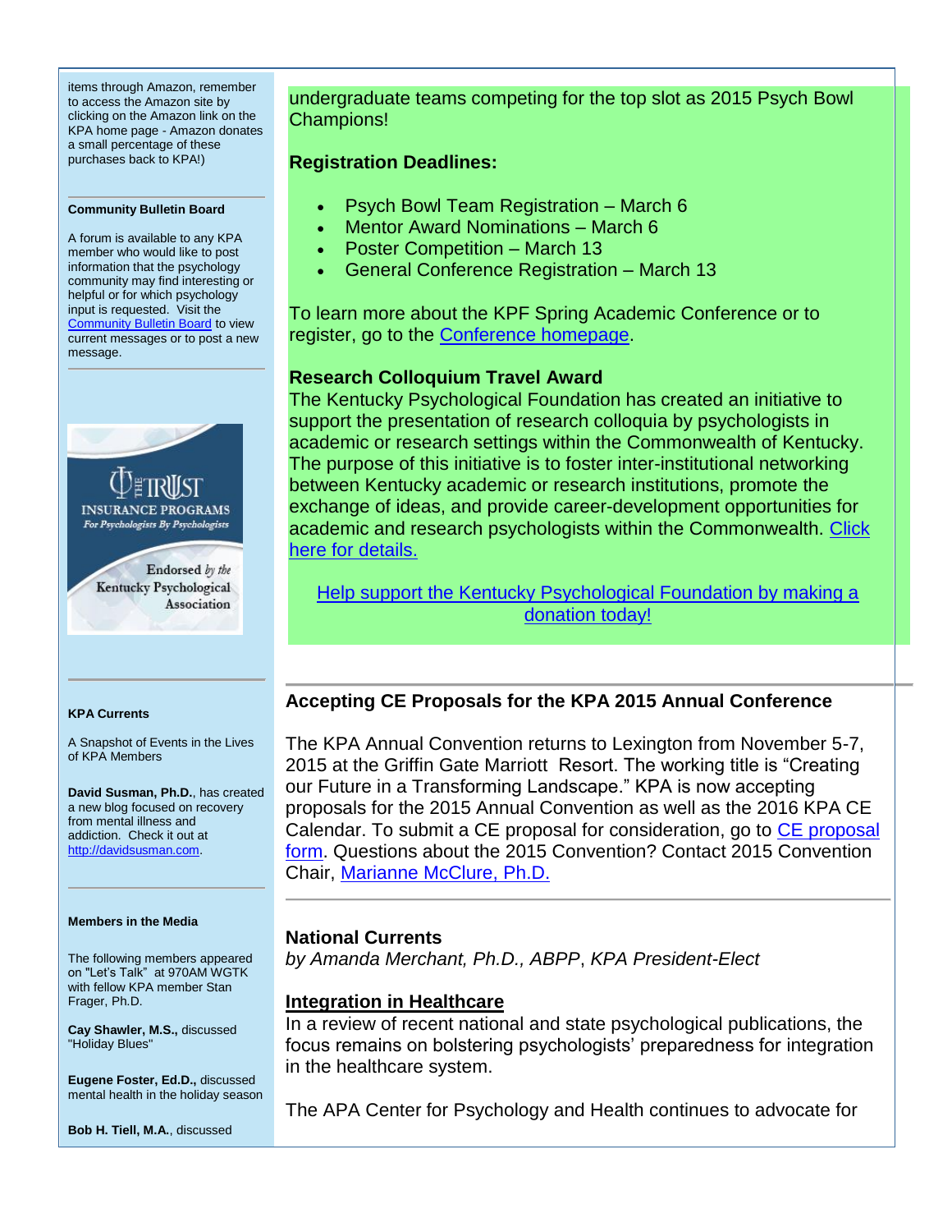items through Amazon, remember to access the Amazon site by clicking on the Amazon link on the KPA home page - Amazon donates a small percentage of these purchases back to KPA!)

**Community Bulletin Board**

A forum is available to any KPA member who would like to post information that the psychology community may find interesting or helpful or for which psychology input is requested. Visit the Community Bulletin Board to view current messages or to post a new message.

THE TRUST INSURANCE PROGRAMS For Psychologists By Psychologists

Endorsed by the Kentucky Psychological Association

**KPA Currents**

A Snapshot of Events in the Lives of KPA Members

**David Susman, Ph.D.**, has created a new blog focused on recovery from mental illness and addiction. Check it out at http://davidsusman.com.

**Members in the Media**

The following members appeared on "Let's Talk" at 970AM WGTK with fellow KPA member Stan Frager, Ph.D.

**Cay Shawler, M.S.,** discussed "Holiday Blues"

**Eugene Foster, Ed.D.,** discussed mental health in the holiday season

**Bob H. Tiell, M.A.**, discussed

undergraduate teams competing for the top slot as 2015 Psych Bowl Champions!

**Registration Deadlines:**

- Psych Bowl Team Registration – March 6
- Mentor Award Nominations – March 6
- Poster Competition – March 13
- General Conference Registration – March 13

To learn more about the KPF Spring Academic Conference or to register, go to the Conference homepage.

**Research Colloquium Travel Award**

The Kentucky Psychological Foundation has created an initiative to support the presentation of research colloquia by psychologists in academic or research settings within the Commonwealth of Kentucky. The purpose of this initiative is to foster inter-institutional networking between Kentucky academic or research institutions, promote the exchange of ideas, and provide career-development opportunities for academic and research psychologists within the Commonwealth. Click here for details.

Help support the Kentucky Psychological Foundation by making a donation today!

## Accepting CE Proposals for the KPA 2015 Annual Conference

The KPA Annual Convention returns to Lexington from November 5-7, 2015 at the Griffin Gate Marriott Resort. The working title is "Creating our Future in a Transforming Landscape." KPA is now accepting proposals for the 2015 Annual Convention as well as the 2016 KPA CE Calendar. To submit a CE proposal for consideration, go to CE proposal form. Questions about the 2015 Convention? Contact 2015 Convention Chair, Marianne McClure, Ph.D.

## National Currents

*by Amanda Merchant, Ph.D., ABPP, KPA President-Elect*

### Integration in Healthcare

In a review of recent national and state psychological publications, the focus remains on bolstering psychologists' preparedness for integration in the healthcare system.

The APA Center for Psychology and Health continues to advocate for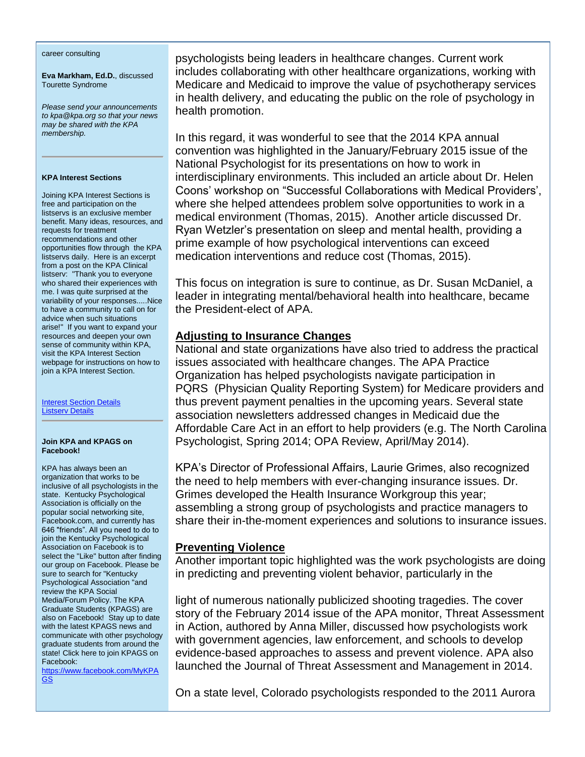career consulting

**Eva Markham, Ed.D.**, discussed Tourette Syndrome

*Please send your announcements to kpa@kpa.org so that your news may be shared with the KPA membership.*

---

**KPA Interest Sections**

Joining KPA Interest Sections is free and participation on the listservs is an exclusive member benefit. Many ideas, resources, and requests for treatment recommendations and other opportunities flow through the KPA listservs daily. Here is an excerpt from a post on the KPA Clinical listserv: "Thank you to everyone who shared their experiences with me. I was quite surprised at the variability of your responses.....Nice to have a community to call on for advice when such situations arise!" If you want to expand your resources and deepen your own sense of community within KPA, visit the KPA Interest Section webpage for instructions on how to join a KPA Interest Section.

Interest Section Details
Listserv Details

---

**Join KPA and KPAGS on Facebook!**

KPA has always been an organization that works to be inclusive of all psychologists in the state. Kentucky Psychological Association is officially on the popular social networking site, Facebook.com, and currently has 646 "friends". All you need to do to join the Kentucky Psychological Association on Facebook is to select the "Like" button after finding our group on Facebook. Please be sure to search for "Kentucky Psychological Association "and review the KPA Social Media/Forum Policy. The KPA Graduate Students (KPAGS) are also on Facebook! Stay up to date with the latest KPAGS news and communicate with other psychology graduate students from around the state! Click here to join KPAGS on Facebook:
https://www.facebook.com/MyKPAGS

---

psychologists being leaders in healthcare changes. Current work includes collaborating with other healthcare organizations, working with Medicare and Medicaid to improve the value of psychotherapy services in health delivery, and educating the public on the role of psychology in health promotion.

In this regard, it was wonderful to see that the 2014 KPA annual convention was highlighted in the January/February 2015 issue of the National Psychologist for its presentations on how to work in interdisciplinary environments. This included an article about Dr. Helen Coons' workshop on "Successful Collaborations with Medical Providers', where she helped attendees problem solve opportunities to work in a medical environment (Thomas, 2015). Another article discussed Dr. Ryan Wetzler's presentation on sleep and mental health, providing a prime example of how psychological interventions can exceed medication interventions and reduce cost (Thomas, 2015).

This focus on integration is sure to continue, as Dr. Susan McDaniel, a leader in integrating mental/behavioral health into healthcare, became the President-elect of APA.

## Adjusting to Insurance Changes

National and state organizations have also tried to address the practical issues associated with healthcare changes. The APA Practice Organization has helped psychologists navigate participation in PQRS (Physician Quality Reporting System) for Medicare providers and thus prevent payment penalties in the upcoming years. Several state association newsletters addressed changes in Medicaid due the Affordable Care Act in an effort to help providers (e.g. The North Carolina Psychologist, Spring 2014; OPA Review, April/May 2014).

KPA's Director of Professional Affairs, Laurie Grimes, also recognized the need to help members with ever-changing insurance issues. Dr. Grimes developed the Health Insurance Workgroup this year; assembling a strong group of psychologists and practice managers to share their in-the-moment experiences and solutions to insurance issues.

## Preventing Violence

Another important topic highlighted was the work psychologists are doing in predicting and preventing violent behavior, particularly in the light of numerous nationally publicized shooting tragedies. The cover story of the February 2014 issue of the APA monitor, Threat Assessment in Action, authored by Anna Miller, discussed how psychologists work with government agencies, law enforcement, and schools to develop evidence-based approaches to assess and prevent violence. APA also launched the Journal of Threat Assessment and Management in 2014.

On a state level, Colorado psychologists responded to the 2011 Aurora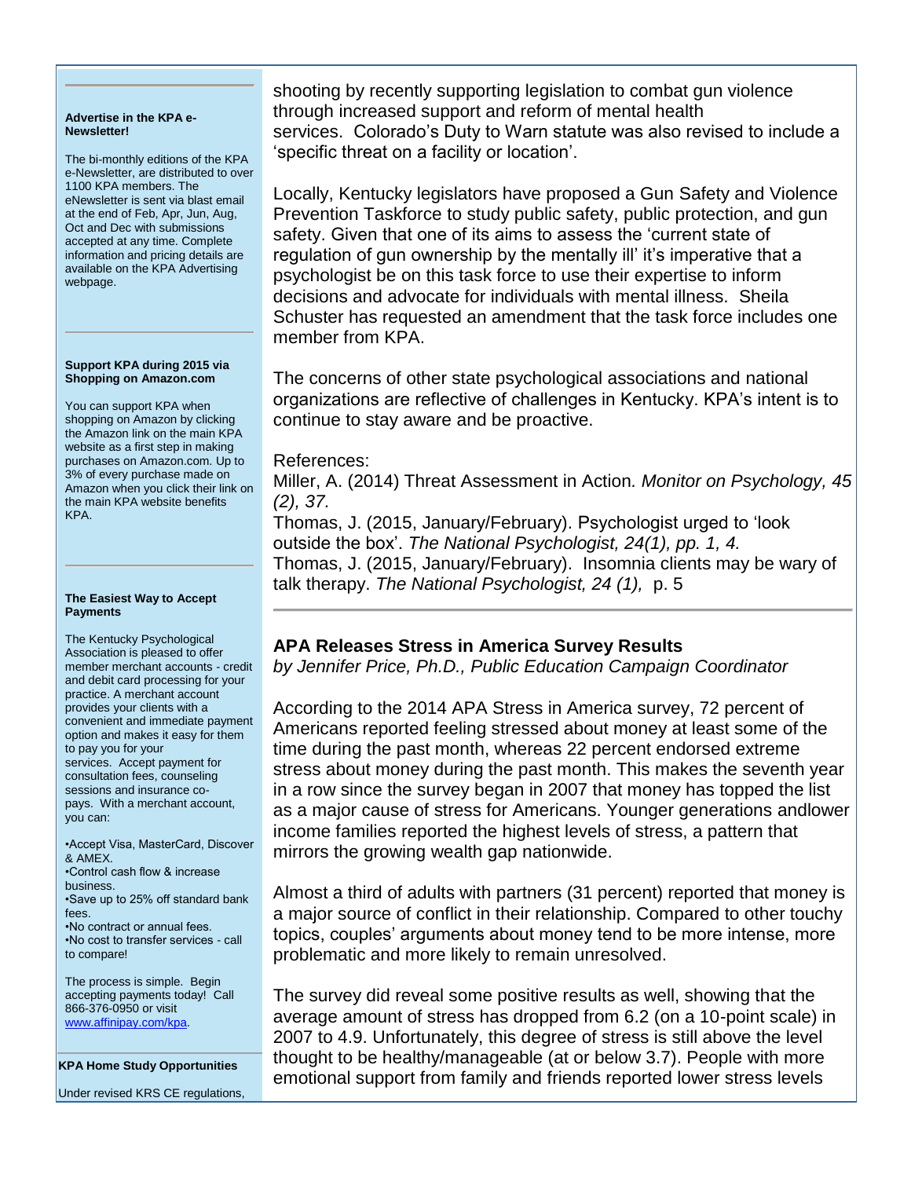shooting by recently supporting legislation to combat gun violence through increased support and reform of mental health services. Colorado's Duty to Warn statute was also revised to include a 'specific threat on a facility or location'.

Locally, Kentucky legislators have proposed a Gun Safety and Violence Prevention Taskforce to study public safety, public protection, and gun safety. Given that one of its aims to assess the 'current state of regulation of gun ownership by the mentally ill' it's imperative that a psychologist be on this task force to use their expertise to inform decisions and advocate for individuals with mental illness. Sheila Schuster has requested an amendment that the task force includes one member from KPA.

The concerns of other state psychological associations and national organizations are reflective of challenges in Kentucky. KPA's intent is to continue to stay aware and be proactive.

References:

Miller, A. (2014) Threat Assessment in Action*. Monitor on Psychology, 45 (2), 37.*

Thomas, J. (2015, January/February). Psychologist urged to 'look outside the box'. *The National Psychologist, 24(1), pp. 1, 4.*

Thomas, J. (2015, January/February). Insomnia clients may be wary of talk therapy. *The National Psychologist, 24 (1),* p. 5

## APA Releases Stress in America Survey Results

*by Jennifer Price, Ph.D., Public Education Campaign Coordinator*

According to the 2014 APA Stress in America survey, 72 percent of Americans reported feeling stressed about money at least some of the time during the past month, whereas 22 percent endorsed extreme stress about money during the past month. This makes the seventh year in a row since the survey began in 2007 that money has topped the list as a major cause of stress for Americans. Younger generations andlower income families reported the highest levels of stress, a pattern that mirrors the growing wealth gap nationwide.

Almost a third of adults with partners (31 percent) reported that money is a major source of conflict in their relationship. Compared to other touchy topics, couples' arguments about money tend to be more intense, more problematic and more likely to remain unresolved.

The survey did reveal some positive results as well, showing that the average amount of stress has dropped from 6.2 (on a 10-point scale) in 2007 to 4.9. Unfortunately, this degree of stress is still above the level thought to be healthy/manageable (at or below 3.7). People with more emotional support from family and friends reported lower stress levels

---

**Advertise in the KPA e-Newsletter!**

The bi-monthly editions of the KPA e-Newsletter, are distributed to over 1100 KPA members. The eNewsletter is sent via blast email at the end of Feb, Apr, Jun, Aug, Oct and Dec with submissions accepted at any time. Complete information and pricing details are available on the KPA Advertising webpage.

**Support KPA during 2015 via Shopping on Amazon.com**

You can support KPA when shopping on Amazon by clicking the Amazon link on the main KPA website as a first step in making purchases on Amazon.com. Up to 3% of every purchase made on Amazon when you click their link on the main KPA website benefits KPA.

**The Easiest Way to Accept Payments**

The Kentucky Psychological Association is pleased to offer member merchant accounts - credit and debit card processing for your practice. A merchant account provides your clients with a convenient and immediate payment option and makes it easy for them to pay you for your services. Accept payment for consultation fees, counseling sessions and insurance co-pays. With a merchant account, you can:

- Accept Visa, MasterCard, Discover & AMEX.
- Control cash flow & increase business.
- Save up to 25% off standard bank fees.
- No contract or annual fees.
- No cost to transfer services - call to compare!

The process is simple. Begin accepting payments today! Call 866-376-0950 or visit www.affinipay.com/kpa.

**KPA Home Study Opportunities**

Under revised KRS CE regulations,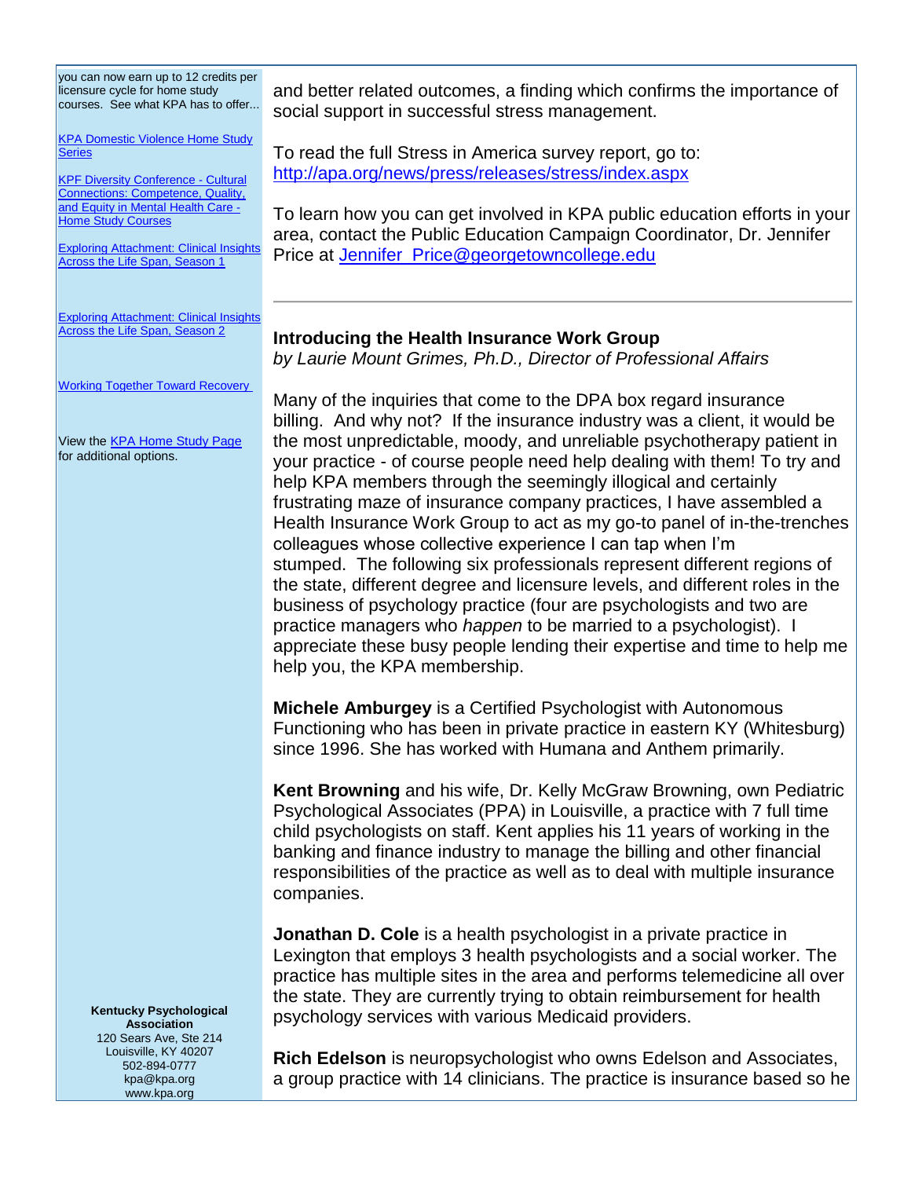you can now earn up to 12 credits per licensure cycle for home study courses. See what KPA has to offer...

[KPA Domestic Violence Home Study Series]

[KPF Diversity Conference - Cultural Connections: Competence, Quality, and Equity in Mental Health Care - Home Study Courses]

[Exploring Attachment: Clinical Insights Across the Life Span, Season 1]

[Exploring Attachment: Clinical Insights Across the Life Span, Season 2]

[Working Together Toward Recovery]

View the [KPA Home Study Page] for additional options.

**Kentucky Psychological Association**
120 Sears Ave, Ste 214
Louisville, KY 40207
502-894-0777
kpa@kpa.org
www.kpa.org

and better related outcomes, a finding which confirms the importance of social support in successful stress management.

To read the full Stress in America survey report, go to: http://apa.org/news/press/releases/stress/index.aspx

To learn how you can get involved in KPA public education efforts in your area, contact the Public Education Campaign Coordinator, Dr. Jennifer Price at Jennifer_Price@georgetowncollege.edu

---

### Introducing the Health Insurance Work Group

*by Laurie Mount Grimes, Ph.D., Director of Professional Affairs*

Many of the inquiries that come to the DPA box regard insurance billing. And why not? If the insurance industry was a client, it would be the most unpredictable, moody, and unreliable psychotherapy patient in your practice - of course people need help dealing with them! To try and help KPA members through the seemingly illogical and certainly frustrating maze of insurance company practices, I have assembled a Health Insurance Work Group to act as my go-to panel of in-the-trenches colleagues whose collective experience I can tap when I'm stumped. The following six professionals represent different regions of the state, different degree and licensure levels, and different roles in the business of psychology practice (four are psychologists and two are practice managers who *happen* to be married to a psychologist). I appreciate these busy people lending their expertise and time to help me help you, the KPA membership.

**Michele Amburgey** is a Certified Psychologist with Autonomous Functioning who has been in private practice in eastern KY (Whitesburg) since 1996. She has worked with Humana and Anthem primarily.

**Kent Browning** and his wife, Dr. Kelly McGraw Browning, own Pediatric Psychological Associates (PPA) in Louisville, a practice with 7 full time child psychologists on staff. Kent applies his 11 years of working in the banking and finance industry to manage the billing and other financial responsibilities of the practice as well as to deal with multiple insurance companies.

**Jonathan D. Cole** is a health psychologist in a private practice in Lexington that employs 3 health psychologists and a social worker. The practice has multiple sites in the area and performs telemedicine all over the state. They are currently trying to obtain reimbursement for health psychology services with various Medicaid providers.

**Rich Edelson** is neuropsychologist who owns Edelson and Associates, a group practice with 14 clinicians. The practice is insurance based so he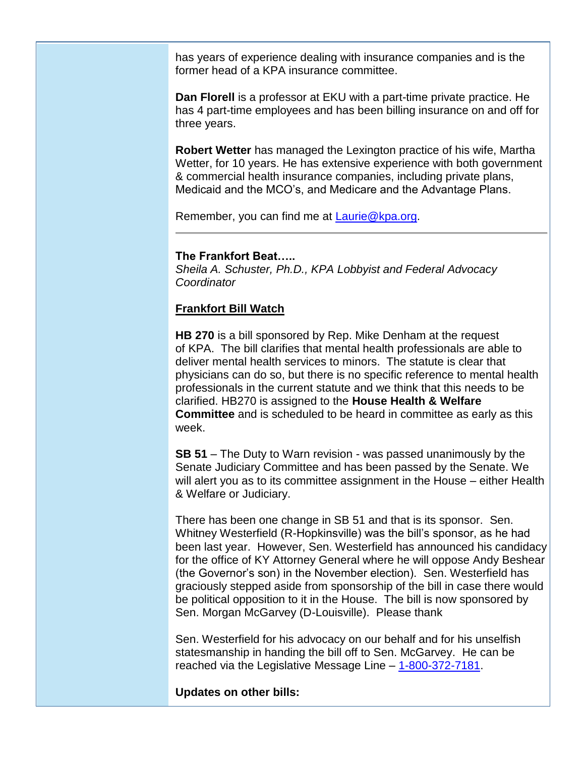has years of experience dealing with insurance companies and is the former head of a KPA insurance committee.

**Dan Florell** is a professor at EKU with a part-time private practice. He has 4 part-time employees and has been billing insurance on and off for three years.

**Robert Wetter** has managed the Lexington practice of his wife, Martha Wetter, for 10 years. He has extensive experience with both government & commercial health insurance companies, including private plans, Medicaid and the MCO's, and Medicare and the Advantage Plans.

Remember, you can find me at [Laurie@kpa.org](mailto:Laurie@kpa.org).

---

**The Frankfort Beat…..**
*Sheila A. Schuster, Ph.D., KPA Lobbyist and Federal Advocacy Coordinator*

**Frankfort Bill Watch**

**HB 270** is a bill sponsored by Rep. Mike Denham at the request of KPA. The bill clarifies that mental health professionals are able to deliver mental health services to minors. The statute is clear that physicians can do so, but there is no specific reference to mental health professionals in the current statute and we think that this needs to be clarified. HB270 is assigned to the **House Health & Welfare Committee** and is scheduled to be heard in committee as early as this week.

**SB 51** – The Duty to Warn revision - was passed unanimously by the Senate Judiciary Committee and has been passed by the Senate. We will alert you as to its committee assignment in the House – either Health & Welfare or Judiciary.

There has been one change in SB 51 and that is its sponsor. Sen. Whitney Westerfield (R-Hopkinsville) was the bill's sponsor, as he had been last year. However, Sen. Westerfield has announced his candidacy for the office of KY Attorney General where he will oppose Andy Beshear (the Governor's son) in the November election). Sen. Westerfield has graciously stepped aside from sponsorship of the bill in case there would be political opposition to it in the House. The bill is now sponsored by Sen. Morgan McGarvey (D-Louisville). Please thank

Sen. Westerfield for his advocacy on our behalf and for his unselfish statesmanship in handing the bill off to Sen. McGarvey. He can be reached via the Legislative Message Line – 1-800-372-7181.

**Updates on other bills:**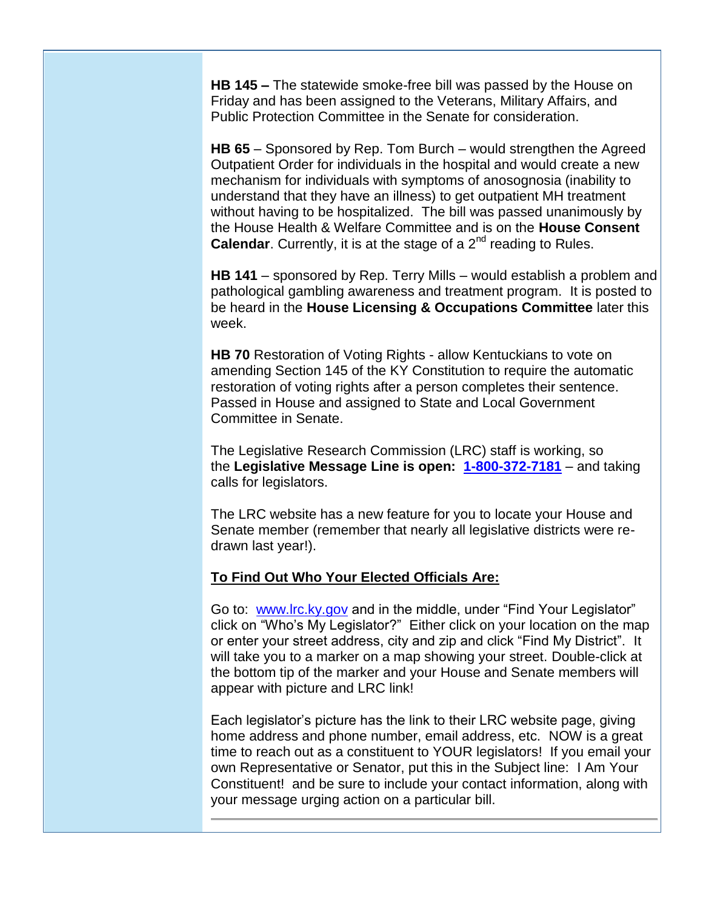**HB 145 –** The statewide smoke-free bill was passed by the House on Friday and has been assigned to the Veterans, Military Affairs, and Public Protection Committee in the Senate for consideration.

**HB 65** – Sponsored by Rep. Tom Burch – would strengthen the Agreed Outpatient Order for individuals in the hospital and would create a new mechanism for individuals with symptoms of anosognosia (inability to understand that they have an illness) to get outpatient MH treatment without having to be hospitalized. The bill was passed unanimously by the House Health & Welfare Committee and is on the **House Consent Calendar**. Currently, it is at the stage of a 2nd reading to Rules.

**HB 141** – sponsored by Rep. Terry Mills – would establish a problem and pathological gambling awareness and treatment program. It is posted to be heard in the **House Licensing & Occupations Committee** later this week.

**HB 70** Restoration of Voting Rights - allow Kentuckians to vote on amending Section 145 of the KY Constitution to require the automatic restoration of voting rights after a person completes their sentence. Passed in House and assigned to State and Local Government Committee in Senate.

The Legislative Research Commission (LRC) staff is working, so the **Legislative Message Line is open: 1-800-372-7181** – and taking calls for legislators.

The LRC website has a new feature for you to locate your House and Senate member (remember that nearly all legislative districts were re-drawn last year!).

**To Find Out Who Your Elected Officials Are:**

Go to: www.lrc.ky.gov and in the middle, under "Find Your Legislator" click on "Who's My Legislator?" Either click on your location on the map or enter your street address, city and zip and click "Find My District". It will take you to a marker on a map showing your street. Double-click at the bottom tip of the marker and your House and Senate members will appear with picture and LRC link!

Each legislator's picture has the link to their LRC website page, giving home address and phone number, email address, etc. NOW is a great time to reach out as a constituent to YOUR legislators! If you email your own Representative or Senator, put this in the Subject line: I Am Your Constituent! and be sure to include your contact information, along with your message urging action on a particular bill.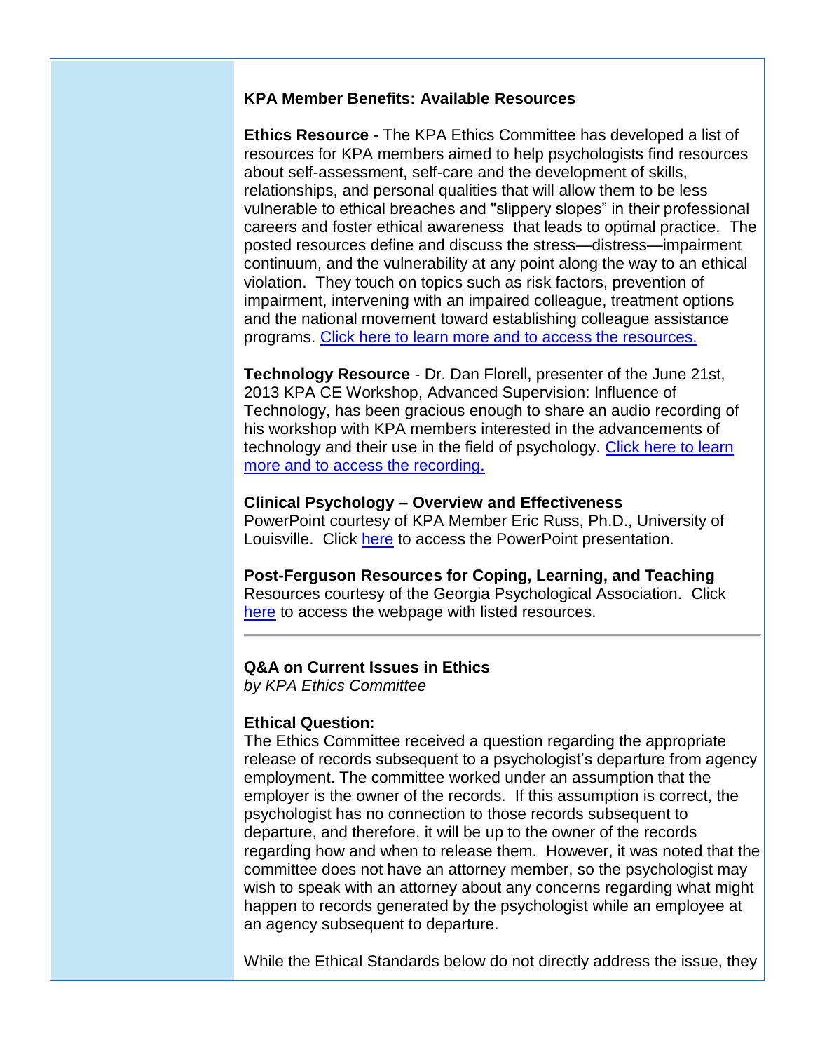**KPA Member Benefits: Available Resources**

**Ethics Resource** - The KPA Ethics Committee has developed a list of resources for KPA members aimed to help psychologists find resources about self-assessment, self-care and the development of skills, relationships, and personal qualities that will allow them to be less vulnerable to ethical breaches and "slippery slopes" in their professional careers and foster ethical awareness that leads to optimal practice. The posted resources define and discuss the stress—distress—impairment continuum, and the vulnerability at any point along the way to an ethical violation. They touch on topics such as risk factors, prevention of impairment, intervening with an impaired colleague, treatment options and the national movement toward establishing colleague assistance programs. Click here to learn more and to access the resources.

**Technology Resource** - Dr. Dan Florell, presenter of the June 21st, 2013 KPA CE Workshop, Advanced Supervision: Influence of Technology, has been gracious enough to share an audio recording of his workshop with KPA members interested in the advancements of technology and their use in the field of psychology. Click here to learn more and to access the recording.

**Clinical Psychology – Overview and Effectiveness**
PowerPoint courtesy of KPA Member Eric Russ, Ph.D., University of Louisville. Click here to access the PowerPoint presentation.

**Post-Ferguson Resources for Coping, Learning, and Teaching**
Resources courtesy of the Georgia Psychological Association. Click here to access the webpage with listed resources.

---

**Q&A on Current Issues in Ethics**
*by KPA Ethics Committee*

**Ethical Question:**
The Ethics Committee received a question regarding the appropriate release of records subsequent to a psychologist's departure from agency employment. The committee worked under an assumption that the employer is the owner of the records. If this assumption is correct, the psychologist has no connection to those records subsequent to departure, and therefore, it will be up to the owner of the records regarding how and when to release them. However, it was noted that the committee does not have an attorney member, so the psychologist may wish to speak with an attorney about any concerns regarding what might happen to records generated by the psychologist while an employee at an agency subsequent to departure.

While the Ethical Standards below do not directly address the issue, they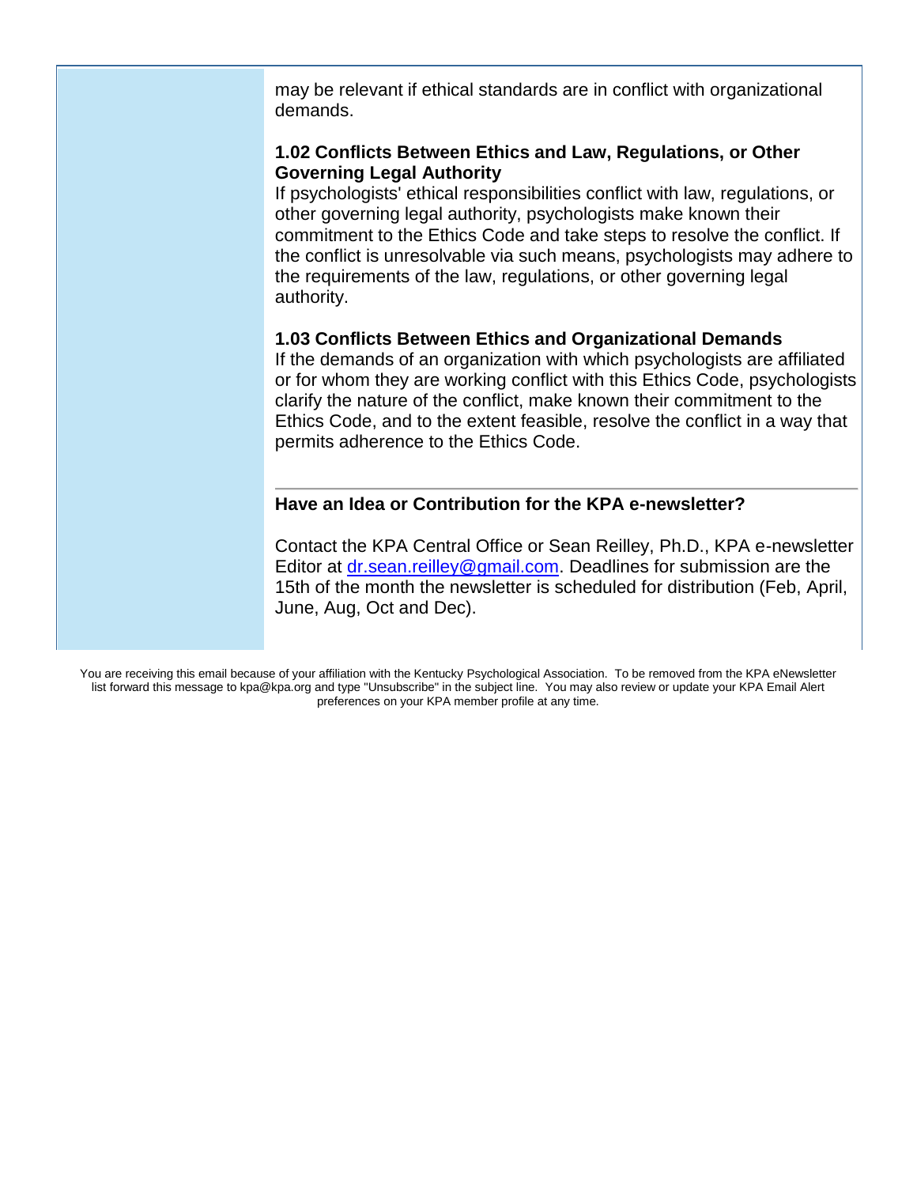may be relevant if ethical standards are in conflict with organizational demands.

**1.02 Conflicts Between Ethics and Law, Regulations, or Other Governing Legal Authority**

If psychologists' ethical responsibilities conflict with law, regulations, or other governing legal authority, psychologists make known their commitment to the Ethics Code and take steps to resolve the conflict. If the conflict is unresolvable via such means, psychologists may adhere to the requirements of the law, regulations, or other governing legal authority.

**1.03 Conflicts Between Ethics and Organizational Demands**

If the demands of an organization with which psychologists are affiliated or for whom they are working conflict with this Ethics Code, psychologists clarify the nature of the conflict, make known their commitment to the Ethics Code, and to the extent feasible, resolve the conflict in a way that permits adherence to the Ethics Code.

---

**Have an Idea or Contribution for the KPA e-newsletter?**

Contact the KPA Central Office or Sean Reilley, Ph.D., KPA e-newsletter Editor at [dr.sean.reilley@gmail.com](mailto:dr.sean.reilley@gmail.com). Deadlines for submission are the 15th of the month the newsletter is scheduled for distribution (Feb, April, June, Aug, Oct and Dec).

You are receiving this email because of your affiliation with the Kentucky Psychological Association. To be removed from the KPA eNewsletter list forward this message to kpa@kpa.org and type "Unsubscribe" in the subject line. You may also review or update your KPA Email Alert preferences on your KPA member profile at any time.